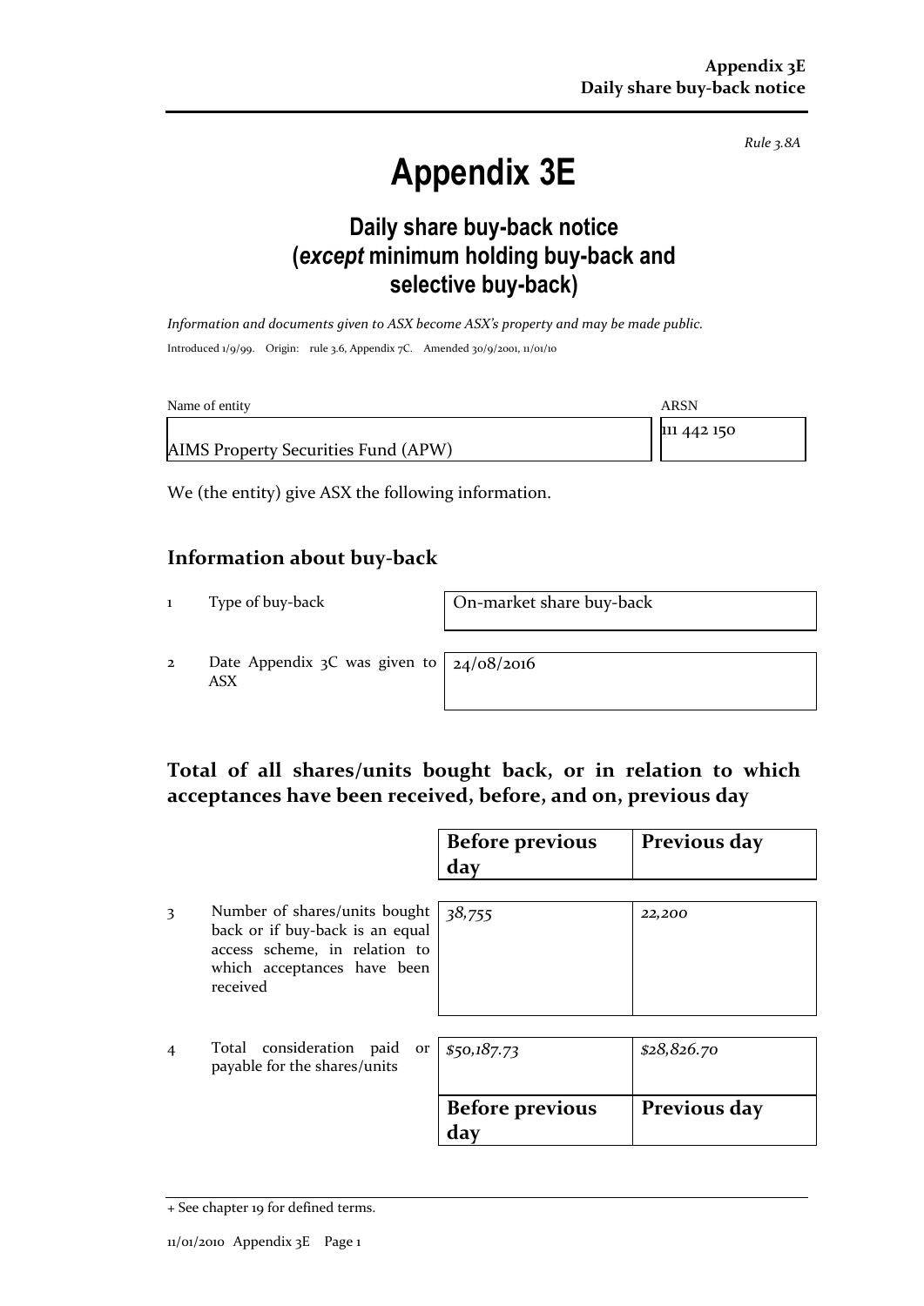*Rule 3.8A*

# Appendix 3E

## Daily share buy-back notice (*except* minimum holding buy-back and selective buy-back)

*Information and documents given to ASX become ASX's property and may be made public.*

Introduced 1/9/99. Origin: rule 3.6, Appendix 7C. Amended 30/9/2001, 11/01/10

| Name of entity | ARSN |
|---|---|
| AIMS Property Securities Fund (APW) | 111 442 150 |

We (the entity) give ASX the following information.

## Information about buy-back

| | | |
|---|---|---|
| 1 | Type of buy-back | On-market share buy-back |
| 2 | Date Appendix 3C was given to ASX | 24/08/2016 |

## Total of all shares/units bought back, or in relation to which acceptances have been received, before, and on, previous day

| | | Before previous day | Previous day |
|---|---|---|---|
| 3 | Number of shares/units bought back or if buy-back is an equal access scheme, in relation to which acceptances have been received | *38,755* | *22,200* |
| 4 | Total consideration paid or payable for the shares/units | *$50,187.73* | *$28,826.70* |

| Before previous day | Previous day |
|---|---|

+ See chapter 19 for defined terms.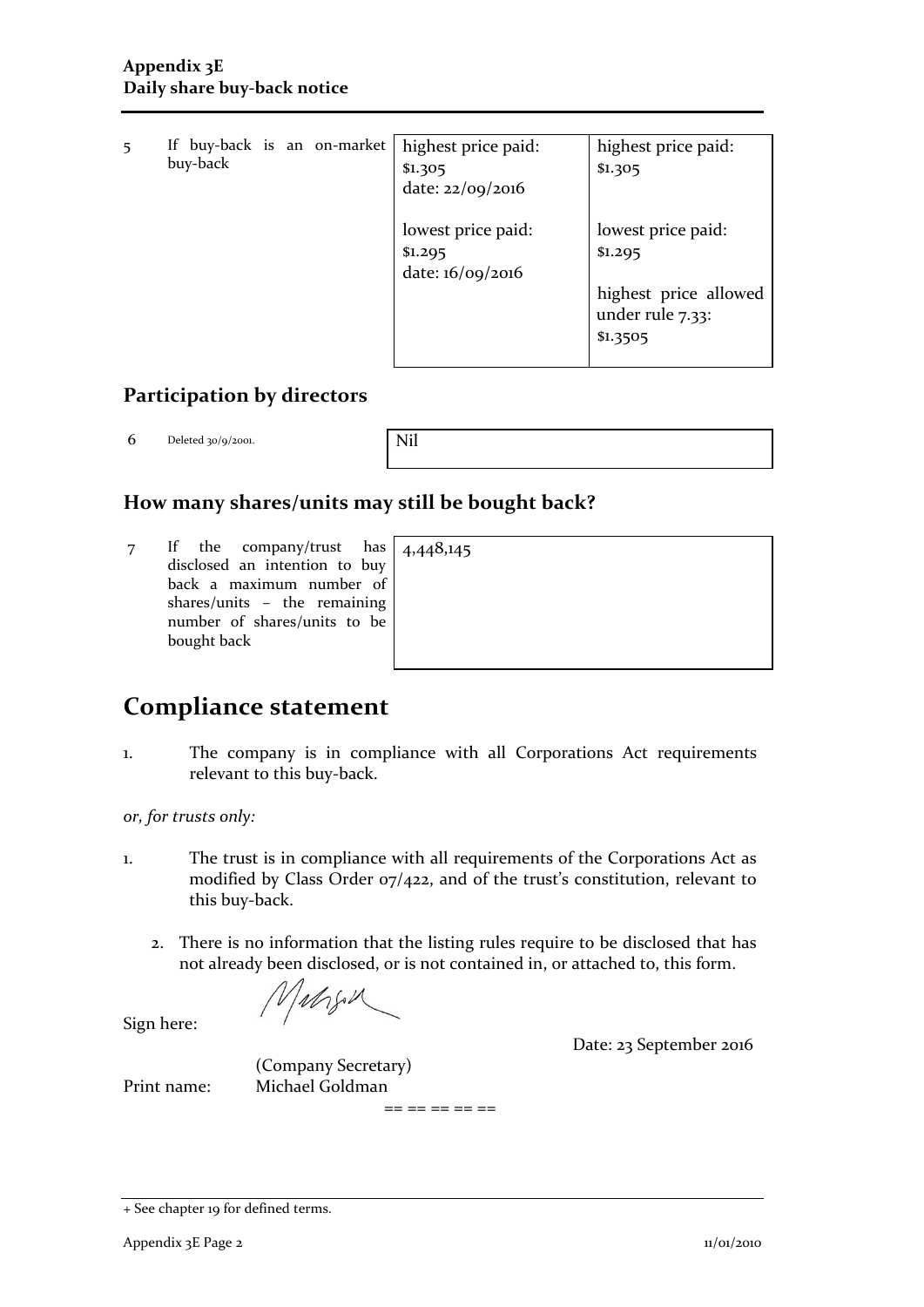| | | | |
|---|---|---|---|
| 5 | If buy-back is an on-market buy-back | highest price paid: \$1.305<br>date: 22/09/2016<br><br>lowest price paid: \$1.295<br>date: 16/09/2016 | highest price paid: \$1.305<br><br>lowest price paid: \$1.295<br><br>highest price allowed under rule 7.33: \$1.3505 |

## Participation by directors

| | | |
|---|---|---|
| 6 | Deleted 30/9/2001. | Nil |

## How many shares/units may still be bought back?

| | | |
|---|---|---|
| 7 | If the company/trust has disclosed an intention to buy back a maximum number of shares/units – the remaining number of shares/units to be bought back | 4,448,145 |

# Compliance statement

1. The company is in compliance with all Corporations Act requirements relevant to this buy-back.

*or, for trusts only:*

1. The trust is in compliance with all requirements of the Corporations Act as modified by Class Order 07/422, and of the trust's constitution, relevant to this buy-back.

2. There is no information that the listing rules require to be disclosed that has not already been disclosed, or is not contained in, or attached to, this form.

Sign here:

Date: 23 September 2016

(Company Secretary)

Print name: Michael Goldman

== == == == ==

+ See chapter 19 for defined terms.